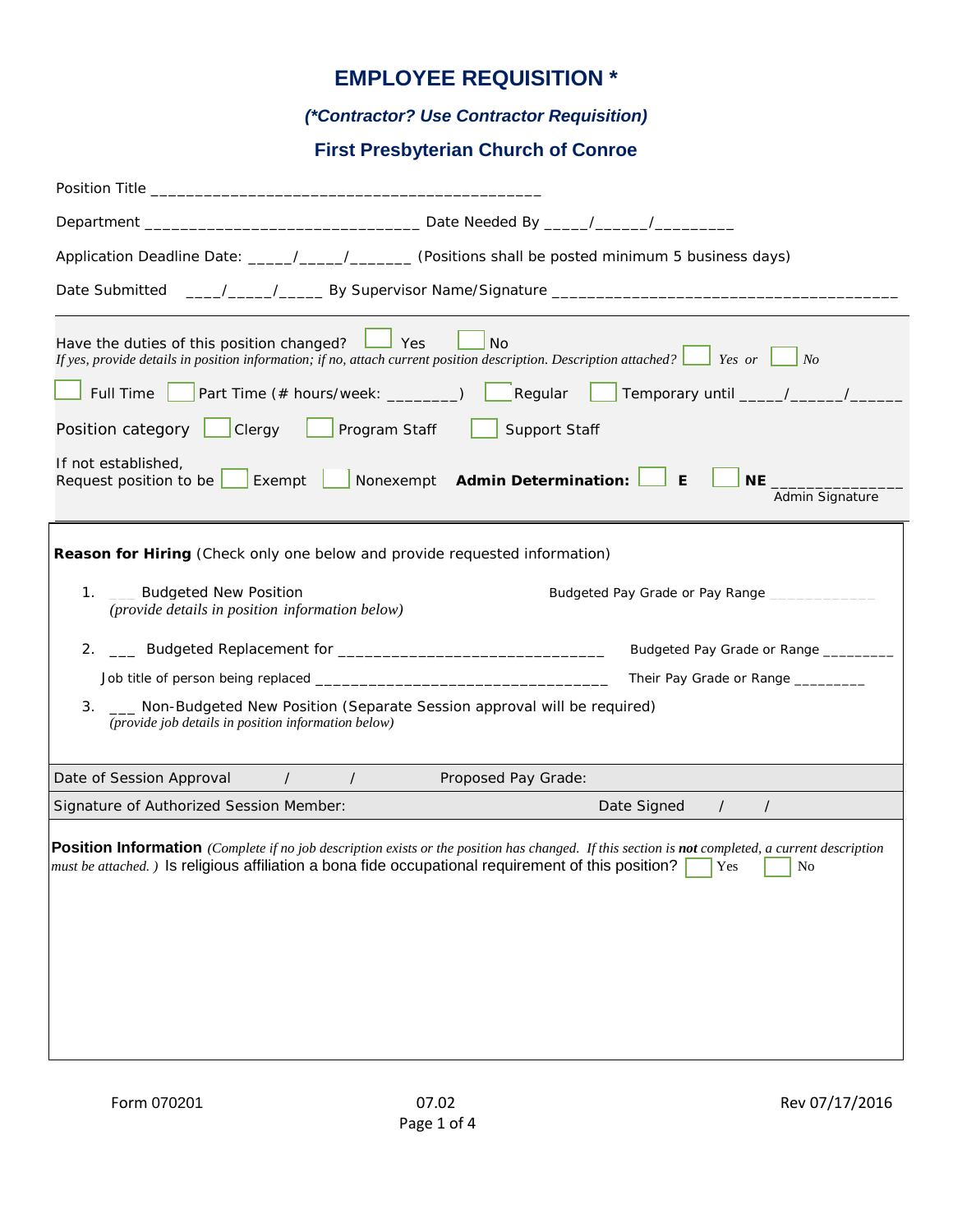# EMPLOYEE REQUISITION *

***(*Contractor? Use Contractor Requisition)***

## First Presbyterian Church of Conroe

Position Title ___________________________________________

Department ______________________________ Date Needed By _____/______/_________

Application Deadline Date: _____/_____/_______ (Positions shall be posted minimum 5 business days)

Date Submitted ____/_____/_____ By Supervisor Name/Signature _______________________________________

---

Have the duties of this position changed? ☐ Yes ☐ No
*If yes, provide details in position information; if no, attach current position description. Description attached?* ☐ *Yes or* ☐ *No*

☐ Full Time ☐ Part Time (# hours/week: ________) ☐ Regular ☐ Temporary until _____/______/______

Position category ☐ Clergy ☐ Program Staff ☐ Support Staff

If not established,
Request position to be ☐ Exempt ☐ Nonexempt **Admin Determination:** ☐ **E** ☐ **NE** ______________
Admin Signature

---

**Reason for Hiring** (Check only one below and provide requested information)

1. ___ Budgeted New Position — Budgeted Pay Grade or Pay Range ____________
   *(provide details in position information below)*

2. ___ Budgeted Replacement for _____________________________ Budgeted Pay Grade or Range _________
   Job title of person being replaced _________________________________ Their Pay Grade or Range _________

3. ___ Non-Budgeted New Position (Separate Session approval will be required)
   *(provide job details in position information below)*

| Date of Session Approval / / | Proposed Pay Grade: |
|---|---|
| Signature of Authorized Session Member: | Date Signed / / |

**Position Information** *(Complete if no job description exists or the position has changed. If this section is **not** completed, a current description must be attached. )* Is religious affiliation a bona fide occupational requirement of this position? ☐ Yes ☐ No

Form 070201 07.02 Rev 07/17/2016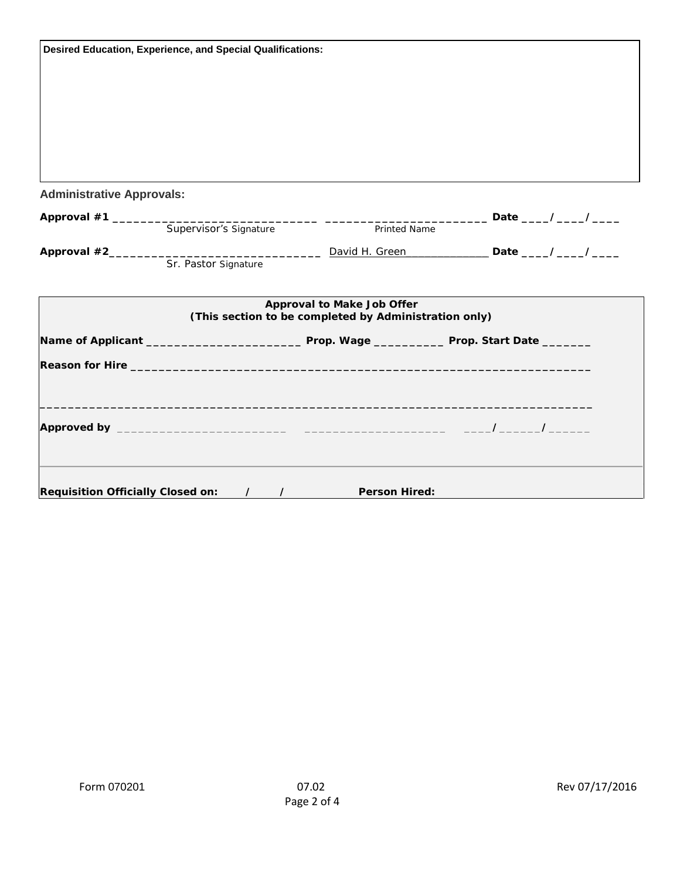**Desired Education, Experience, and Special Qualifications:**

## Administrative Approvals:

**Approval #1** ______________________________ ________________________ **Date** ____/____/____
Supervisor's Signature Printed Name

**Approval #2**______________________________ David H. Green **Date** ____/____/____
Sr. Pastor Signature

**Approval to Make Job Offer**
**(This section to be completed by Administration only)**

**Name of Applicant** ______________________ **Prop. Wage** __________ **Prop. Start Date** _______

**Reason for Hire** ________________________________________________________________

______________________________________________________________________________

**Approved by** ________________________ ____________________ ____/______/______

**Requisition Officially Closed on:** / / **Person Hired:**

Form 070201 07.02 Rev 07/17/2016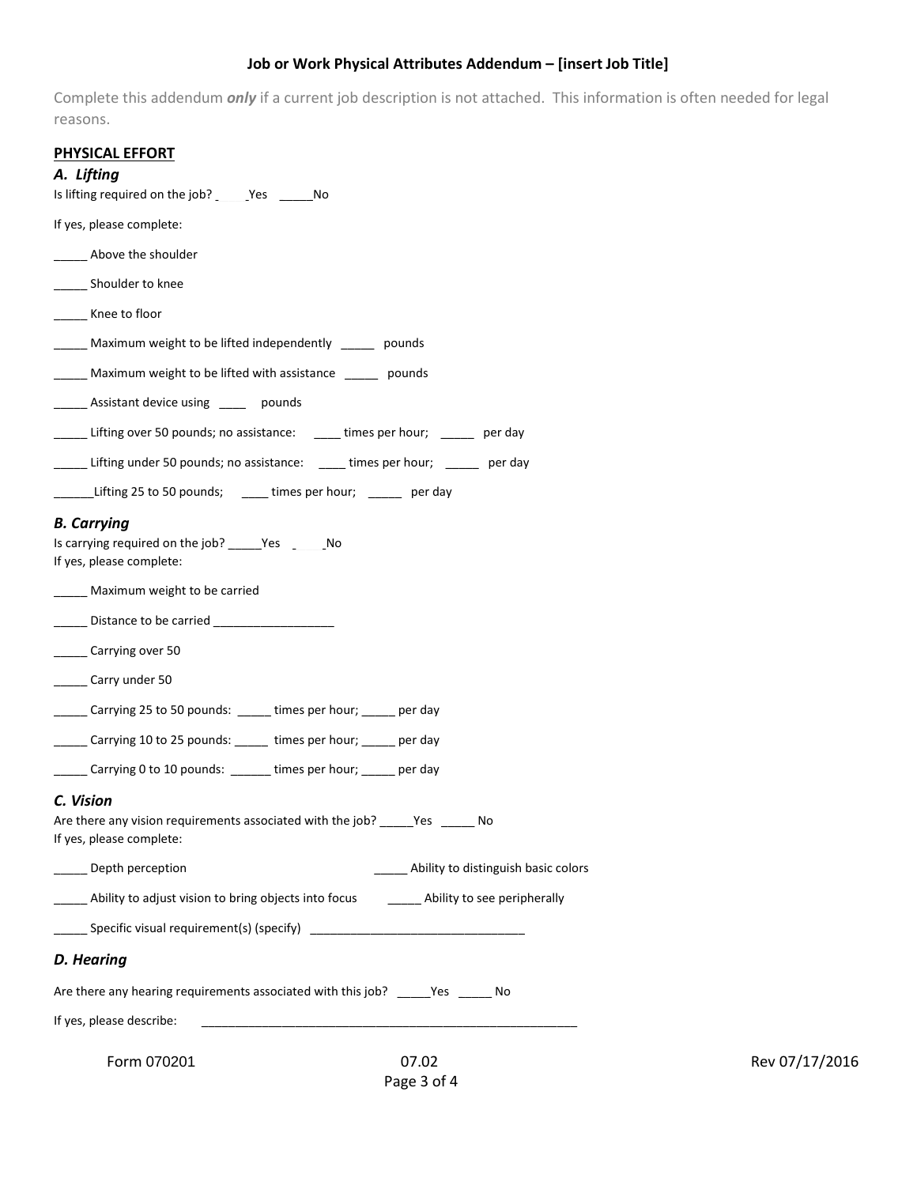# Job or Work Physical Attributes Addendum – [insert Job Title]

Complete this addendum ***only*** if a current job description is not attached. This information is often needed for legal reasons.

## PHYSICAL EFFORT

### *A. Lifting*

Is lifting required on the job? _____Yes _____No

If yes, please complete:

_____ Above the shoulder

_____ Shoulder to knee

_____ Knee to floor

_____ Maximum weight to be lifted independently _____ pounds

_____ Maximum weight to be lifted with assistance _____ pounds

_____ Assistant device using ____ pounds

_____ Lifting over 50 pounds; no assistance: ____ times per hour; _____ per day

_____ Lifting under 50 pounds; no assistance: ____ times per hour; _____ per day

______Lifting 25 to 50 pounds; ____ times per hour; _____ per day

### *B. Carrying*

Is carrying required on the job? _____Yes _____No
If yes, please complete:

_____ Maximum weight to be carried

_____ Distance to be carried __________________

_____ Carrying over 50

_____ Carry under 50

_____ Carrying 25 to 50 pounds: _____ times per hour; _____ per day

_____ Carrying 10 to 25 pounds: _____ times per hour; _____ per day

_____ Carrying 0 to 10 pounds: ______ times per hour; _____ per day

### *C. Vision*

Are there any vision requirements associated with the job? _____Yes _____ No
If yes, please complete:

_____ Depth perception

_____ Ability to distinguish basic colors

_____ Ability to adjust vision to bring objects into focus

_____ Ability to see peripherally

_____ Specific visual requirement(s) (specify) ________________________________

### *D. Hearing*

Are there any hearing requirements associated with this job? _____Yes _____ No

If yes, please describe: ________________________________________________________

Form 070201 07.02 Rev 07/17/2016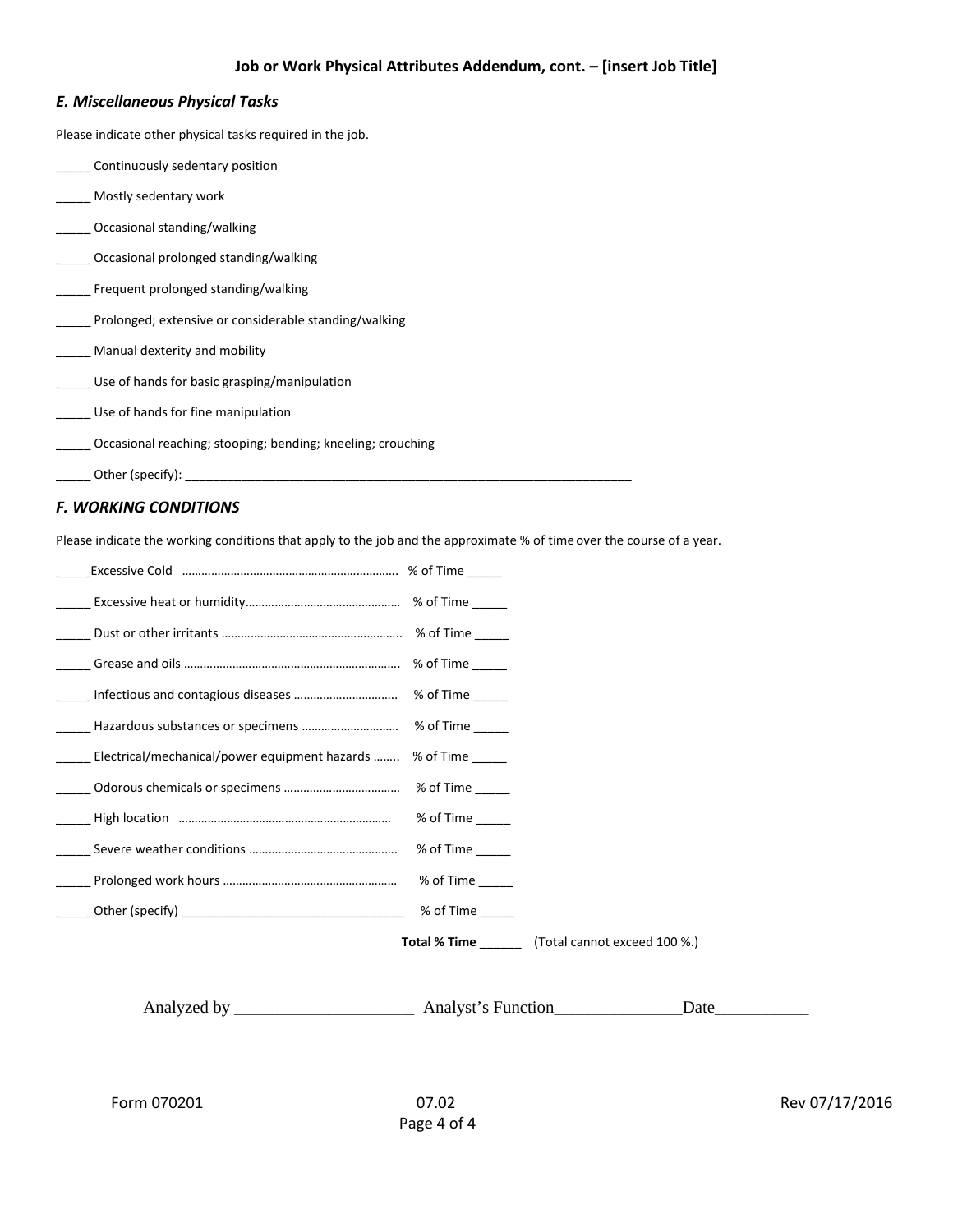**Job or Work Physical Attributes Addendum, cont. – [insert Job Title]**

## *E. Miscellaneous Physical Tasks*

Please indicate other physical tasks required in the job.

_____ Continuously sedentary position

_____ Mostly sedentary work

_____ Occasional standing/walking

_____ Occasional prolonged standing/walking

_____ Frequent prolonged standing/walking

_____ Prolonged; extensive or considerable standing/walking

_____ Manual dexterity and mobility

_____ Use of hands for basic grasping/manipulation

_____ Use of hands for fine manipulation

_____ Occasional reaching; stooping; bending; kneeling; crouching

_____ Other (specify): ________________________________________________________________

## *F. WORKING CONDITIONS*

Please indicate the working conditions that apply to the job and the approximate % of time over the course of a year.

_____Excessive Cold ………………………………………………………. % of Time _____

_____ Excessive heat or humidity………………………………………… % of Time _____

_____ Dust or other irritants ……………………………………………….. % of Time _____

_____ Grease and oils ………………………………………………………. % of Time _____

_____ Infectious and contagious diseases ………………………….. % of Time _____

_____ Hazardous substances or specimens ………………………… % of Time _____

_____ Electrical/mechanical/power equipment hazards …….. % of Time _____

_____ Odorous chemicals or specimens ……………………………… % of Time _____

_____ High location ……………………………………………………… % of Time _____

_____ Severe weather conditions ……………………………………….. % of Time _____

_____ Prolonged work hours ……………………………………………… % of Time _____

_____ Other (specify) ________________________________ % of Time _____

**Total % Time** ______ (Total cannot exceed 100 %.)

Analyzed by ____________________ Analyst's Function______________Date__________

Form 070201 07.02 Rev 07/17/2016